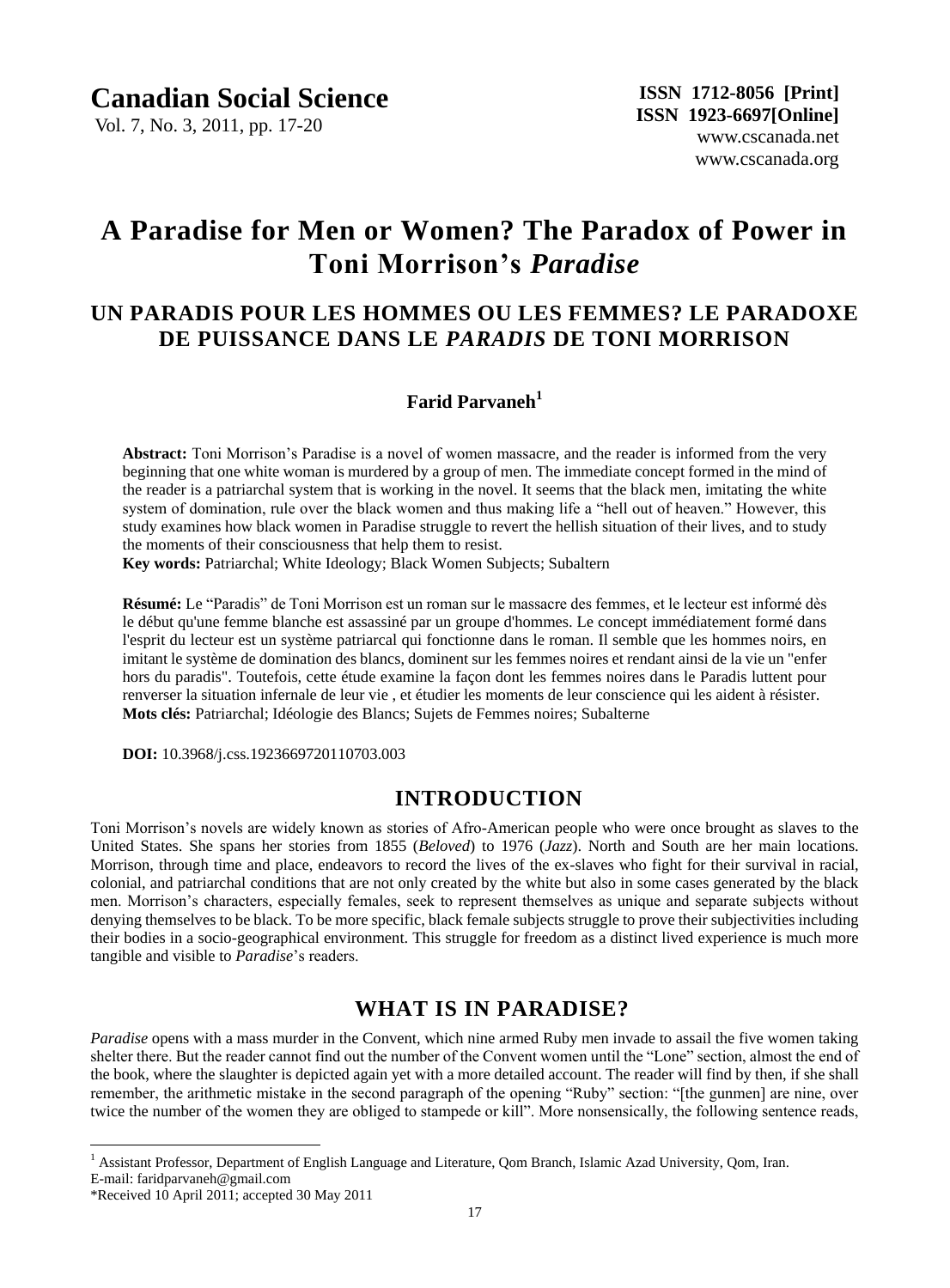# A Paradise for Men or Women? The Paradox of Power in Toni Morrison's *Paradise*

## UN PARADIS POUR LES HOMMES OU LES FEMMES? LE PARADOXE DE PUISSANCE DANS LE *PARADIS* DE TONI MORRISON

### Farid Parvaneh[1]

**Abstract:** Toni Morrison's Paradise is a novel of women massacre, and the reader is informed from the very beginning that one white woman is murdered by a group of men. The immediate concept formed in the mind of the reader is a patriarchal system that is working in the novel. It seems that the black men, imitating the white system of domination, rule over the black women and thus making life a "hell out of heaven." However, this study examines how black women in Paradise struggle to revert the hellish situation of their lives, and to study the moments of their consciousness that help them to resist.

**Key words:** Patriarchal; White Ideology; Black Women Subjects; Subaltern

**Résumé:** Le "Paradis" de Toni Morrison est un roman sur le massacre des femmes, et le lecteur est informé dès le début qu'une femme blanche est assassiné par un groupe d'hommes. Le concept immédiatement formé dans l'esprit du lecteur est un système patriarcal qui fonctionne dans le roman. Il semble que les hommes noirs, en imitant le système de domination des blancs, dominent sur les femmes noires et rendant ainsi de la vie un "enfer hors du paradis". Toutefois, cette étude examine la façon dont les femmes noires dans le Paradis luttent pour renverser la situation infernale de leur vie , et étudier les moments de leur conscience qui les aident à résister.

**Mots clés:** Patriarchal; Idéologie des Blancs; Sujets de Femmes noires; Subalterne

**DOI:** 10.3968/j.css.1923669720110703.003

## INTRODUCTION

Toni Morrison's novels are widely known as stories of Afro-American people who were once brought as slaves to the United States. She spans her stories from 1855 (*Beloved*) to 1976 (*Jazz*). North and South are her main locations. Morrison, through time and place, endeavors to record the lives of the ex-slaves who fight for their survival in racial, colonial, and patriarchal conditions that are not only created by the white but also in some cases generated by the black men. Morrison's characters, especially females, seek to represent themselves as unique and separate subjects without denying themselves to be black. To be more specific, black female subjects struggle to prove their subjectivities including their bodies in a socio-geographical environment. This struggle for freedom as a distinct lived experience is much more tangible and visible to *Paradise*'s readers.

## WHAT IS IN PARADISE?

*Paradise* opens with a mass murder in the Convent, which nine armed Ruby men invade to assail the five women taking shelter there. But the reader cannot find out the number of the Convent women until the "Lone" section, almost the end of the book, where the slaughter is depicted again yet with a more detailed account. The reader will find by then, if she shall remember, the arithmetic mistake in the second paragraph of the opening "Ruby" section: "[the gunmen] are nine, over twice the number of the women they are obliged to stampede or kill". More nonsensically, the following sentence reads,

---

[1] Assistant Professor, Department of English Language and Literature, Qom Branch, Islamic Azad University, Qom, Iran.
E-mail: faridparvaneh@gmail.com

*Received 10 April 2011; accepted 30 May 2011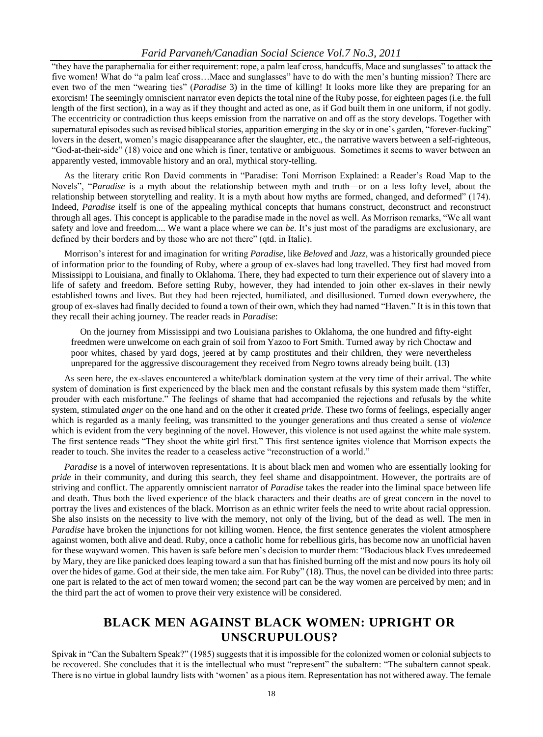"they have the paraphernalia for either requirement: rope, a palm leaf cross, handcuffs, Mace and sunglasses" to attack the five women! What do "a palm leaf cross…Mace and sunglasses" have to do with the men's hunting mission? There are even two of the men "wearing ties" (*Paradise* 3) in the time of killing! It looks more like they are preparing for an exorcism! The seemingly omniscient narrator even depicts the total nine of the Ruby posse, for eighteen pages (i.e. the full length of the first section), in a way as if they thought and acted as one, as if God built them in one uniform, if not godly. The eccentricity or contradiction thus keeps emission from the narrative on and off as the story develops. Together with supernatural episodes such as revised biblical stories, apparition emerging in the sky or in one's garden, "forever-fucking" lovers in the desert, women's magic disappearance after the slaughter, etc., the narrative wavers between a self-righteous, "God-at-their-side" (18) voice and one which is finer, tentative or ambiguous. Sometimes it seems to waver between an apparently vested, immovable history and an oral, mythical story-telling.

As the literary critic Ron David comments in "Paradise: Toni Morrison Explained: a Reader's Road Map to the Novels", "*Paradise* is a myth about the relationship between myth and truth—or on a less lofty level, about the relationship between storytelling and reality. It is a myth about how myths are formed, changed, and deformed" (174). Indeed, *Paradise* itself is one of the appealing mythical concepts that humans construct, deconstruct and reconstruct through all ages. This concept is applicable to the paradise made in the novel as well. As Morrison remarks, "We all want safety and love and freedom.... We want a place where we can *be*. It's just most of the paradigms are exclusionary, are defined by their borders and by those who are not there" (qtd. in Italie).

Morrison's interest for and imagination for writing *Paradise*, like *Beloved* and *Jazz*, was a historically grounded piece of information prior to the founding of Ruby, where a group of ex-slaves had long travelled. They first had moved from Mississippi to Louisiana, and finally to Oklahoma. There, they had expected to turn their experience out of slavery into a life of safety and freedom. Before setting Ruby, however, they had intended to join other ex-slaves in their newly established towns and lives. But they had been rejected, humiliated, and disillusioned. Turned down everywhere, the group of ex-slaves had finally decided to found a town of their own, which they had named "Haven." It is in this town that they recall their aching journey. The reader reads in *Paradise*:

> On the journey from Mississippi and two Louisiana parishes to Oklahoma, the one hundred and fifty-eight freedmen were unwelcome on each grain of soil from Yazoo to Fort Smith. Turned away by rich Choctaw and poor whites, chased by yard dogs, jeered at by camp prostitutes and their children, they were nevertheless unprepared for the aggressive discouragement they received from Negro towns already being built. (13)

As seen here, the ex-slaves encountered a white/black domination system at the very time of their arrival. The white system of domination is first experienced by the black men and the constant refusals by this system made them "stiffer, prouder with each misfortune." The feelings of shame that had accompanied the rejections and refusals by the white system, stimulated *anger* on the one hand and on the other it created *pride*. These two forms of feelings, especially anger which is regarded as a manly feeling, was transmitted to the younger generations and thus created a sense of *violence* which is evident from the very beginning of the novel. However, this violence is not used against the white male system. The first sentence reads "They shoot the white girl first." This first sentence ignites violence that Morrison expects the reader to touch. She invites the reader to a ceaseless active "reconstruction of a world."

*Paradise* is a novel of interwoven representations. It is about black men and women who are essentially looking for *pride* in their community, and during this search, they feel shame and disappointment. However, the portraits are of striving and conflict. The apparently omniscient narrator of *Paradise* takes the reader into the liminal space between life and death. Thus both the lived experience of the black characters and their deaths are of great concern in the novel to portray the lives and existences of the black. Morrison as an ethnic writer feels the need to write about racial oppression. She also insists on the necessity to live with the memory, not only of the living, but of the dead as well. The men in *Paradise* have broken the injunctions for not killing women. Hence, the first sentence generates the violent atmosphere against women, both alive and dead. Ruby, once a catholic home for rebellious girls, has become now an unofficial haven for these wayward women. This haven is safe before men's decision to murder them: "Bodacious black Eves unredeemed by Mary, they are like panicked does leaping toward a sun that has finished burning off the mist and now pours its holy oil over the hides of game. God at their side, the men take aim. For Ruby" (18). Thus, the novel can be divided into three parts: one part is related to the act of men toward women; the second part can be the way women are perceived by men; and in the third part the act of women to prove their very existence will be considered.

## BLACK MEN AGAINST BLACK WOMEN: UPRIGHT OR UNSCRUPULOUS?

Spivak in "Can the Subaltern Speak?" (1985) suggests that it is impossible for the colonized women or colonial subjects to be recovered. She concludes that it is the intellectual who must "represent" the subaltern: "The subaltern cannot speak. There is no virtue in global laundry lists with 'women' as a pious item. Representation has not withered away. The female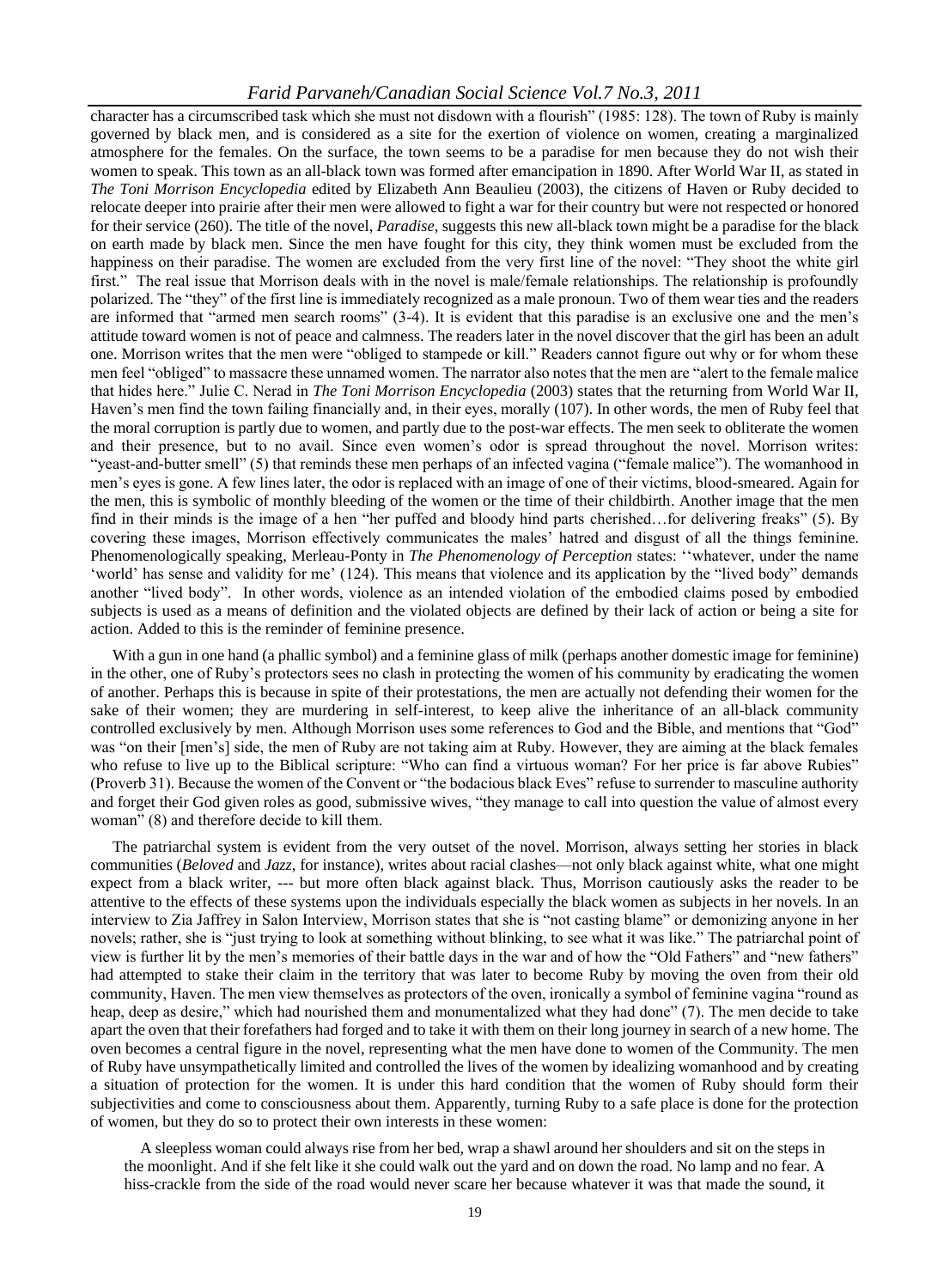character has a circumscribed task which she must not disdown with a flourish" (1985: 128). The town of Ruby is mainly governed by black men, and is considered as a site for the exertion of violence on women, creating a marginalized atmosphere for the females. On the surface, the town seems to be a paradise for men because they do not wish their women to speak. This town as an all-black town was formed after emancipation in 1890. After World War II, as stated in *The Toni Morrison Encyclopedia* edited by Elizabeth Ann Beaulieu (2003), the citizens of Haven or Ruby decided to relocate deeper into prairie after their men were allowed to fight a war for their country but were not respected or honored for their service (260). The title of the novel, *Paradise*, suggests this new all-black town might be a paradise for the black on earth made by black men. Since the men have fought for this city, they think women must be excluded from the happiness on their paradise. The women are excluded from the very first line of the novel: "They shoot the white girl first." The real issue that Morrison deals with in the novel is male/female relationships. The relationship is profoundly polarized. The "they" of the first line is immediately recognized as a male pronoun. Two of them wear ties and the readers are informed that "armed men search rooms" (3-4). It is evident that this paradise is an exclusive one and the men's attitude toward women is not of peace and calmness. The readers later in the novel discover that the girl has been an adult one. Morrison writes that the men were "obliged to stampede or kill." Readers cannot figure out why or for whom these men feel "obliged" to massacre these unnamed women. The narrator also notes that the men are "alert to the female malice that hides here." Julie C. Nerad in *The Toni Morrison Encyclopedia* (2003) states that the returning from World War II, Haven's men find the town failing financially and, in their eyes, morally (107). In other words, the men of Ruby feel that the moral corruption is partly due to women, and partly due to the post-war effects. The men seek to obliterate the women and their presence, but to no avail. Since even women's odor is spread throughout the novel. Morrison writes: "yeast-and-butter smell" (5) that reminds these men perhaps of an infected vagina ("female malice"). The womanhood in men's eyes is gone. A few lines later, the odor is replaced with an image of one of their victims, blood-smeared. Again for the men, this is symbolic of monthly bleeding of the women or the time of their childbirth. Another image that the men find in their minds is the image of a hen "her puffed and bloody hind parts cherished…for delivering freaks" (5). By covering these images, Morrison effectively communicates the males' hatred and disgust of all the things feminine. Phenomenologically speaking, Merleau-Ponty in *The Phenomenology of Perception* states: ''whatever, under the name 'world' has sense and validity for me' (124). This means that violence and its application by the "lived body" demands another "lived body". In other words, violence as an intended violation of the embodied claims posed by embodied subjects is used as a means of definition and the violated objects are defined by their lack of action or being a site for action. Added to this is the reminder of feminine presence.

With a gun in one hand (a phallic symbol) and a feminine glass of milk (perhaps another domestic image for feminine) in the other, one of Ruby's protectors sees no clash in protecting the women of his community by eradicating the women of another. Perhaps this is because in spite of their protestations, the men are actually not defending their women for the sake of their women; they are murdering in self-interest, to keep alive the inheritance of an all-black community controlled exclusively by men. Although Morrison uses some references to God and the Bible, and mentions that "God" was "on their [men's] side, the men of Ruby are not taking aim at Ruby. However, they are aiming at the black females who refuse to live up to the Biblical scripture: "Who can find a virtuous woman? For her price is far above Rubies" (Proverb 31). Because the women of the Convent or "the bodacious black Eves" refuse to surrender to masculine authority and forget their God given roles as good, submissive wives, "they manage to call into question the value of almost every woman" (8) and therefore decide to kill them.

The patriarchal system is evident from the very outset of the novel. Morrison, always setting her stories in black communities (*Beloved* and *Jazz*, for instance), writes about racial clashes—not only black against white, what one might expect from a black writer, --- but more often black against black. Thus, Morrison cautiously asks the reader to be attentive to the effects of these systems upon the individuals especially the black women as subjects in her novels. In an interview to Zia Jaffrey in Salon Interview, Morrison states that she is "not casting blame" or demonizing anyone in her novels; rather, she is "just trying to look at something without blinking, to see what it was like." The patriarchal point of view is further lit by the men's memories of their battle days in the war and of how the "Old Fathers" and "new fathers" had attempted to stake their claim in the territory that was later to become Ruby by moving the oven from their old community, Haven. The men view themselves as protectors of the oven, ironically a symbol of feminine vagina "round as heap, deep as desire," which had nourished them and monumentalized what they had done" (7). The men decide to take apart the oven that their forefathers had forged and to take it with them on their long journey in search of a new home. The oven becomes a central figure in the novel, representing what the men have done to women of the Community. The men of Ruby have unsympathetically limited and controlled the lives of the women by idealizing womanhood and by creating a situation of protection for the women. It is under this hard condition that the women of Ruby should form their subjectivities and come to consciousness about them. Apparently, turning Ruby to a safe place is done for the protection of women, but they do so to protect their own interests in these women:

> A sleepless woman could always rise from her bed, wrap a shawl around her shoulders and sit on the steps in the moonlight. And if she felt like it she could walk out the yard and on down the road. No lamp and no fear. A hiss-crackle from the side of the road would never scare her because whatever it was that made the sound, it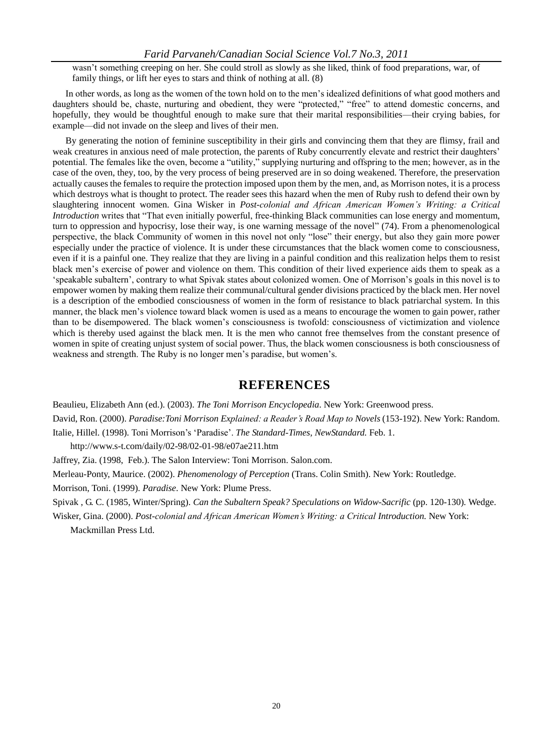wasn't something creeping on her. She could stroll as slowly as she liked, think of food preparations, war, of family things, or lift her eyes to stars and think of nothing at all. (8)

In other words, as long as the women of the town hold on to the men's idealized definitions of what good mothers and daughters should be, chaste, nurturing and obedient, they were "protected," "free" to attend domestic concerns, and hopefully, they would be thoughtful enough to make sure that their marital responsibilities—their crying babies, for example—did not invade on the sleep and lives of their men.

By generating the notion of feminine susceptibility in their girls and convincing them that they are flimsy, frail and weak creatures in anxious need of male protection, the parents of Ruby concurrently elevate and restrict their daughters' potential. The females like the oven, become a "utility," supplying nurturing and offspring to the men; however, as in the case of the oven, they, too, by the very process of being preserved are in so doing weakened. Therefore, the preservation actually causes the females to require the protection imposed upon them by the men, and, as Morrison notes, it is a process which destroys what is thought to protect. The reader sees this hazard when the men of Ruby rush to defend their own by slaughtering innocent women. Gina Wisker in *Post-colonial and African American Women's Writing: a Critical Introduction* writes that "That even initially powerful, free-thinking Black communities can lose energy and momentum, turn to oppression and hypocrisy, lose their way, is one warning message of the novel" (74). From a phenomenological perspective, the black Community of women in this novel not only "lose" their energy, but also they gain more power especially under the practice of violence. It is under these circumstances that the black women come to consciousness, even if it is a painful one. They realize that they are living in a painful condition and this realization helps them to resist black men's exercise of power and violence on them. This condition of their lived experience aids them to speak as a 'speakable subaltern', contrary to what Spivak states about colonized women. One of Morrison's goals in this novel is to empower women by making them realize their communal/cultural gender divisions practiced by the black men. Her novel is a description of the embodied consciousness of women in the form of resistance to black patriarchal system. In this manner, the black men's violence toward black women is used as a means to encourage the women to gain power, rather than to be disempowered. The black women's consciousness is twofold: consciousness of victimization and violence which is thereby used against the black men. It is the men who cannot free themselves from the constant presence of women in spite of creating unjust system of social power. Thus, the black women consciousness is both consciousness of weakness and strength. The Ruby is no longer men's paradise, but women's.

## REFERENCES

Beaulieu, Elizabeth Ann (ed.). (2003). *The Toni Morrison Encyclopedia*. New York: Greenwood press.

David, Ron. (2000). *Paradise:Toni Morrison Explained: a Reader's Road Map to Novels* (153-192). New York: Random.

Italie, Hillel. (1998). Toni Morrison's 'Paradise'. *The Standard-Times, NewStandard.* Feb. 1. http://www.s-t.com/daily/02-98/02-01-98/e07ae211.htm

Jaffrey, Zia. (1998, Feb.). The Salon Interview: Toni Morrison. Salon.com.

Merleau-Ponty, Maurice. (2002). *Phenomenology of Perception* (Trans. Colin Smith). New York: Routledge.

Morrison, Toni. (1999). *Paradise*. New York: Plume Press.

Spivak , G. C. (1985, Winter/Spring). *Can the Subaltern Speak? Speculations on Widow-Sacrific* (pp. 120-130). Wedge.

Wisker, Gina. (2000). *Post-colonial and African American Women's Writing: a Critical Introduction.* New York: Mackmillan Press Ltd.